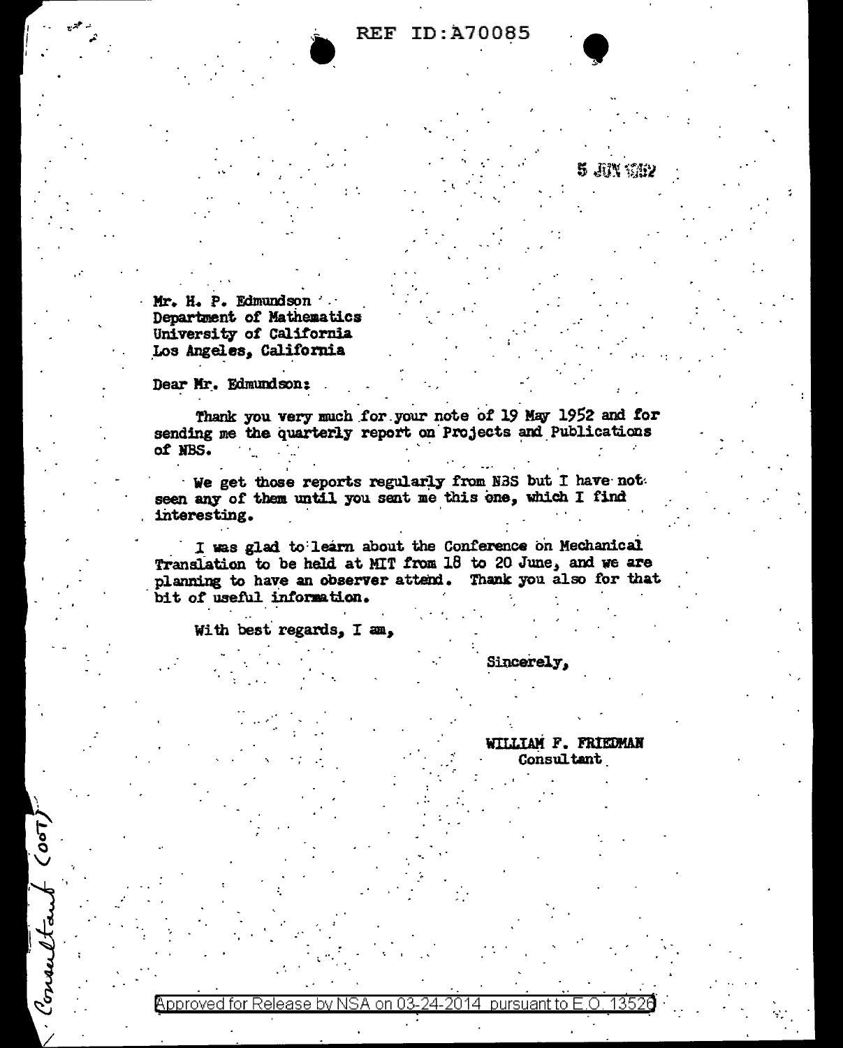REF ID:A70085

5 JUN 1952

Mr. H. P. Edmundson
Department of Mathematics
University of California
Los Angeles, California

Dear Mr. Edmundson:

Thank you very much for your note of 19 May 1952 and for sending me the quarterly report on Projects and Publications of NBS.

We get those reports regularly from NBS but I have not seen any of them until you sent me this one, which I find interesting.

I was glad to learn about the Conference on Mechanical Translation to be held at MIT from 18 to 20 June, and we are planning to have an observer attend. Thank you also for that bit of useful information.

With best regards, I am,

Sincerely,

WILLIAM F. FRIEDMAN
Consultant

Consultant (OOT)

Approved for Release by NSA on 03-24-2014 pursuant to E.O. 13526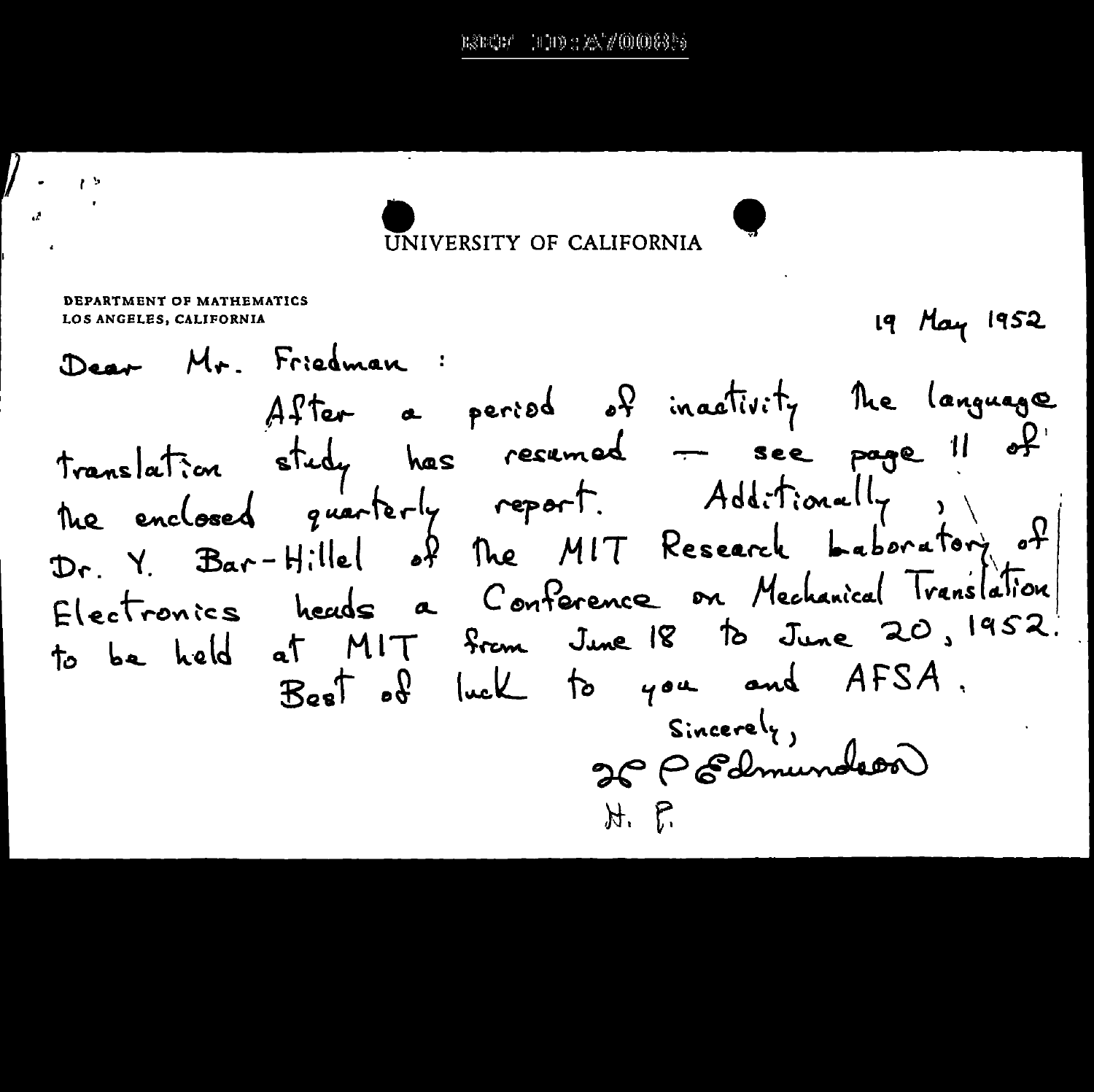UNIVERSITY OF CALIFORNIA

DEPARTMENT OF MATHEMATICS
LOS ANGELES, CALIFORNIA

19 May 1952

Dear Mr. Friedman :

After a period of inactivity the language translation study has resumed — see page 11 of the enclosed quarterly report. Additionally, Dr. Y. Bar-Hillel of the MIT Research Laboratory of Electronics heads a Conference on Mechanical Translation to be held at MIT from June 18 to June 20, 1952.

Best of luck to you and AFSA.

Sincerely,

H. P. Edmundson

H. P.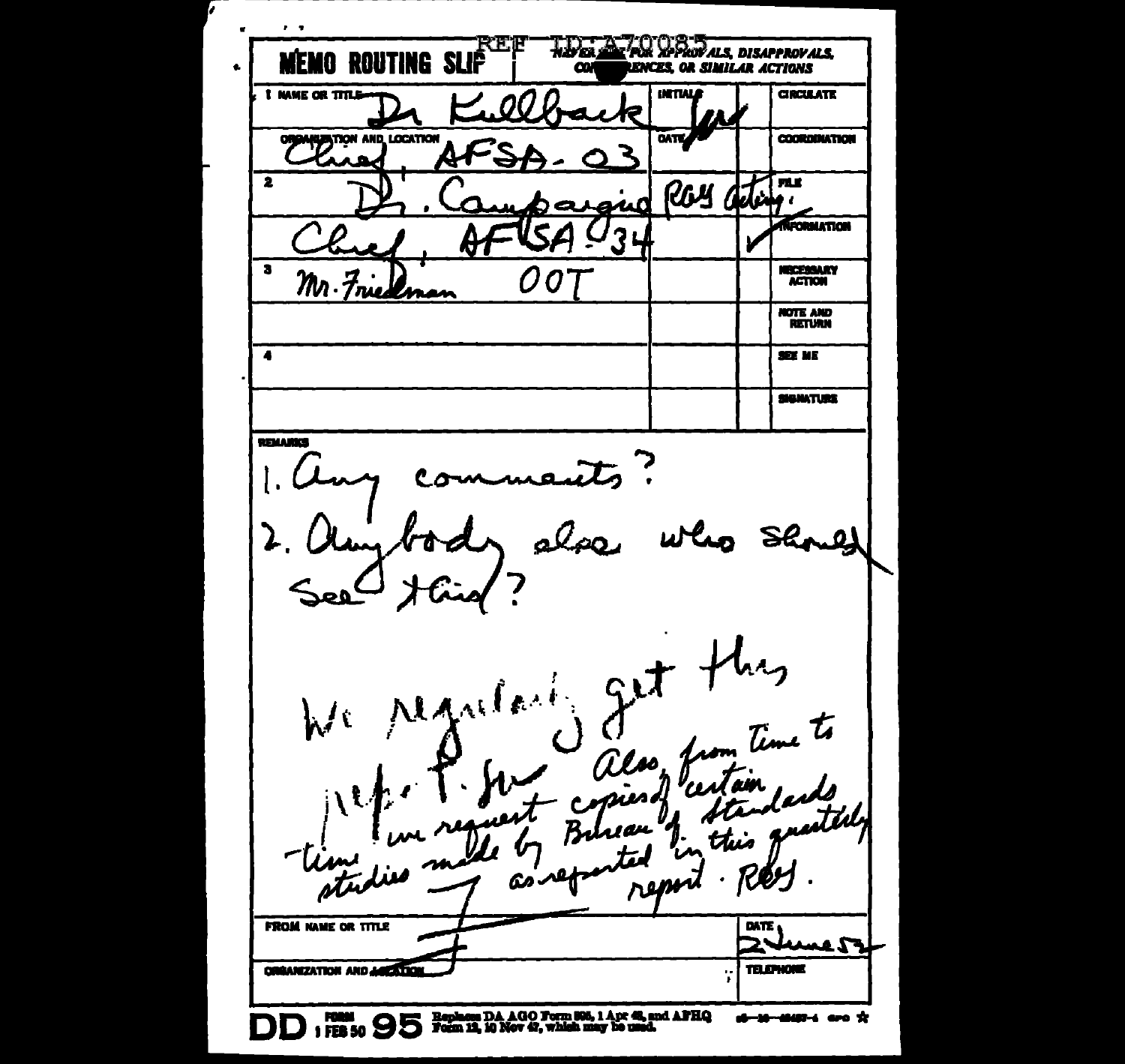REF ID:A70085

# MEMO ROUTING SLIP

NEVER USE FOR APPROVALS, DISAPPROVALS, CONCURRENCES, OR SIMILAR ACTIONS

| NAME OR TITLE | INITIALS | | |
|---|---|---|---|
| 1 Dr Kullback | [initials] | | CIRCULATE |
| ORGANIZATION AND LOCATION Chief, AFSA-03 | DATE | | COORDINATION |
| 2 Dr. Campaigne RGY acting. | | | FILE |
| Chief, AFSA-34 | | ✓ | INFORMATION |
| 3 Mr. Friedman OOT | | | NECESSARY ACTION |
| | | | NOTE AND RETURN |
| 4 | | | SEE ME |
| | | | SIGNATURE |

REMARKS

1. Any comments?
2. Anybody else who should see this?

We regularly get this rep. P. Sur. Also, from time to time we request copies of certain studies made by Bureau of Standards as reported in this quarterly report. RGY.

FROM NAME OR TITLE

ORGANIZATION AND LOCATION

DATE 2 June 52

TELEPHONE

DD FORM 1 FEB 50 95 Replaces DA AGO Form 895, 1 Apr 48, and AFHQ Form 12, 10 Nov 47, which may be used.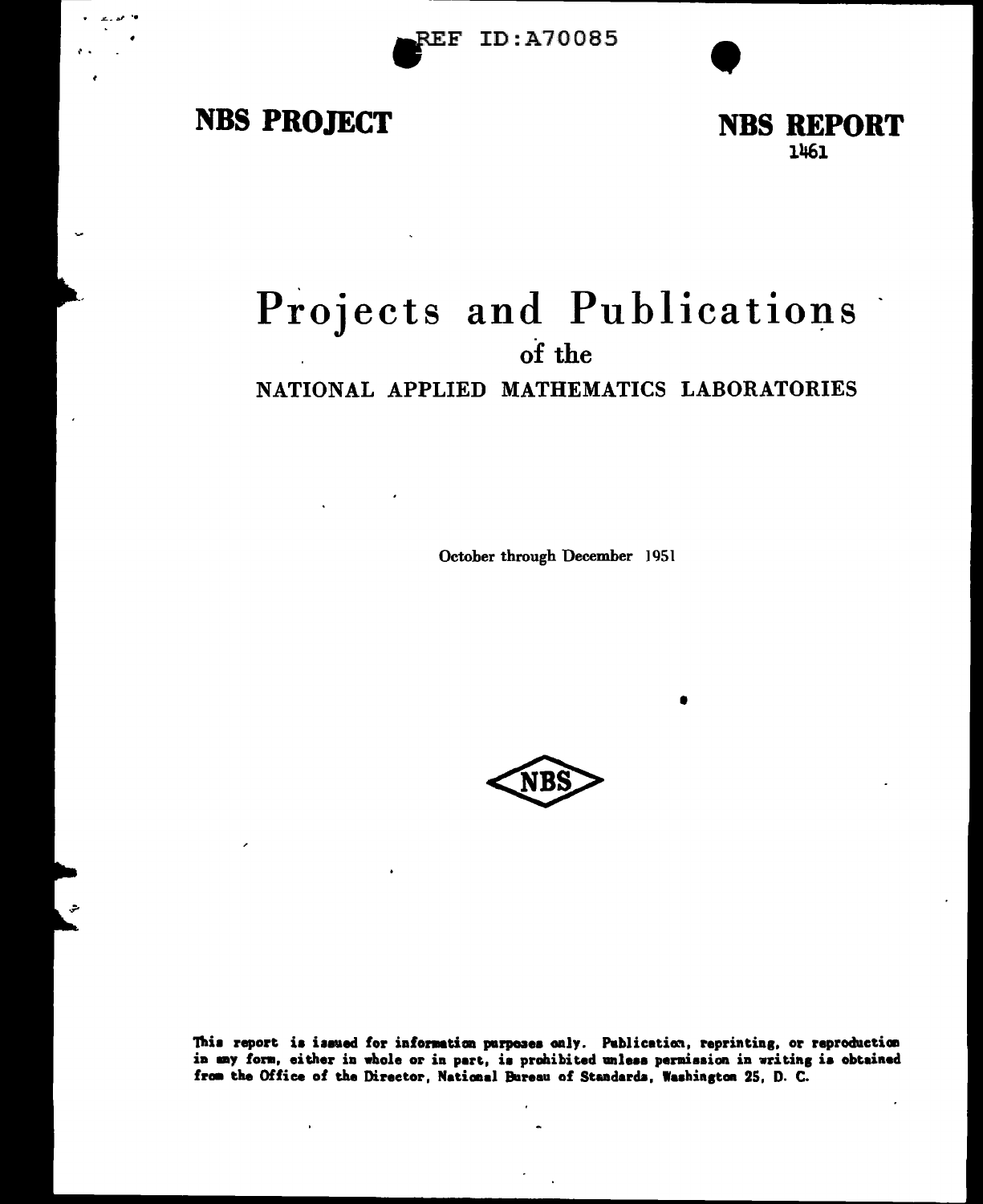REF ID:A70085

**NBS PROJECT**

**NBS REPORT**
1461

# Projects and Publications

## of the

## NATIONAL APPLIED MATHEMATICS LABORATORIES

October through December 1951

NBS

**This report is issued for information purposes only. Publication, reprinting, or reproduction in any form, either in whole or in part, is prohibited unless permission in writing is obtained from the Office of the Director, National Bureau of Standards, Washington 25, D. C.**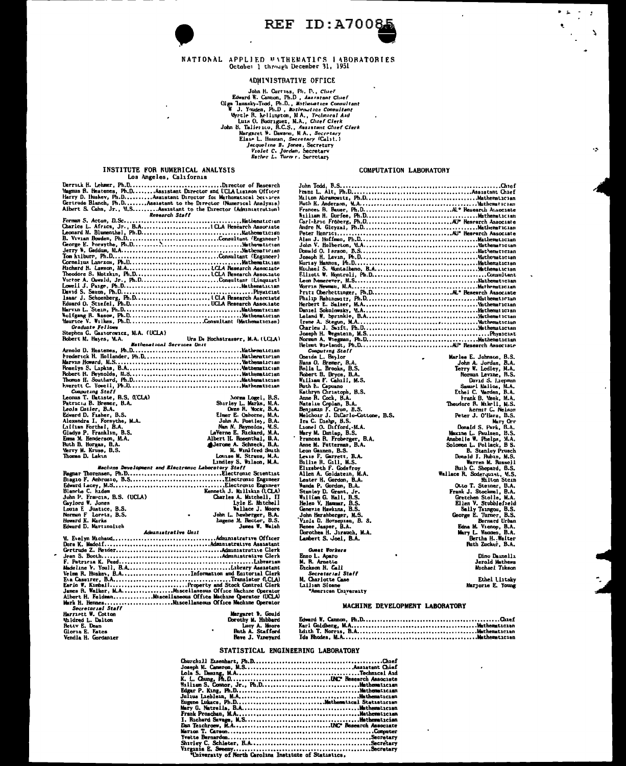REF ID:A70085

# NATIONAL APPLIED MATHEMATICS LABORATORIES

October 1 through December 31, 1951

## ADMINISTRATIVE OFFICE

John H. Curtiss, Ph. D., *Chief*
Edward W. Cannon, Ph.D., *Assistant Chief*
Olga Taussky-Todd, Ph.D., *Mathematics Consultant*
W. J. Youden, Ph.D., *Mathematics Consultant*
Myrtle R. Kellington, M.A., *Technical Aid*
Luis O. Rodriguez, M.A., *Chief Clerk*
John B. Tallerico, B.C.S., *Assistant Chief Clerk*
Margaret W. Dawson, M.A., *Secretary*
Elsie L. Husman, *Secretary* (Calif.)
*Jacqueline B. Jones*, Secretary
*Violet C. Jordan*, Secretary
*Esther L. Turner*, Secretary

## INSTITUTE FOR NUMERICAL ANALYSIS

Los Angeles, California

Derrick H. Lehmer, Ph.D. .......... Director of Research
Magnus R. Hestenes, Ph.D. .......... Assistant Director and UCLA Liaison Officer
Harry D. Huskey, Ph.D. .......... Assistant Director for Mathematical Services
Gertrude Blanch, Ph.D. .......... Assistant to the Director (Numerical Analysis)
Albert S. Cahn, Jr., M.S. .......... Assistant to the Director (Administration)

### *Research Staff*

Forman S. Acton, D.Sc. .......... Mathematician
Charles L. Africa, Jr., B.A. .......... UCLA Research Associate
Leonard M. Blumenthal, Ph.D. .......... Mathematician
B. Vivian Bowden, Ph.D. .......... Consultant (Engineer)
George E. Forsythe, Ph.D. .......... Mathematician
Jerry W. Gaddum, M.A. .......... Mathematician
Tom Kilburn, Ph.D. .......... Consultant (Engineer)
Cornelius Lanczos, Ph.D. .......... Mathematician
Richard H. Lawson, M.A. .......... UCLA Research Associate
Theodore S. Motzkin, Ph.D. .......... UCLA Research Associate
Victor A. Oswald, Jr., Ph.D. .......... Consultant (Linguist)
Lowell J. Paige, Ph.D. .......... Mathematician
David S. Saxon, Ph.D. .......... Physicist
Isaac J. Schoenberg, Ph.D. .......... UCLA Research Associate
Eduard O. Stiefel, Ph.D. .......... UCLA Research Associate
Marvin L. Stein, Ph.D. .......... Mathematician
Wolfgang R. Wasow, Ph.D. .......... Mathematician
Maurice V. Wilkes, Ph.D. .......... Consultant (Mathematician)

*Graduate Fellows*

Stephen G. Gasiorowicz, M.A. (UCLA)
Robert M. Hayes, M.A.
Urs De Hochstrasser, M.A. (UCLA)

### *Mathematical Services Unit*

Arnold D. Hestenes, Ph.D. .......... Mathematician
Frederick H. Hollander, Ph.D. .......... Mathematician
Marvin Howard, M.S. .......... Mathematician
Roselyn S. Lipkis, B.A. .......... Mathematician
Robert H. Reynolds, M.S. .......... Mathematician
Thomas H. Southard, Ph.D. .......... Mathematician
Everett C. Yowell, Ph.D. .......... Mathematician

*Computing Staff*

Leonus T. Batiste, B.S. (UCLA)
Patricia B. Bremer, B.A.
Leola Cutler, B.A.
Edward D. Fisher, B.S.
Alexandra I. Forsythe, M.A.
Lillian Forthal, B.A.
Gladys P. Franklin, B.S.
Emma M. Henderson, M.A.
Ruth B. Horgan, B.A.
Verry M. Kruse, B.S.
Thomas D. Lakin
Norma Logel, B.S.
Shirley L. Marks, M.A.
Owen R. Mock, B.A.
Elmer E. Osborne, M.A.
John A. Postley, B.A.
Nan N. Reynolds, M.S.
LaVerne E. Rickard, M.A.
Albert H. Rosenthal, B.A.
Jerome A. Schneck, B.A.
M. Winifred Smith
Louise M. Straus, M.A.
Lindley S. Wilson, M.A.

### *Machine Development and Electronic Laboratory Staff*

Ragnar Thorensen, Ph.D. .......... Electronic Scientist
Biagio F. Ambrosio, B.S. .......... Electronic Engineer
Edward Lacey, M.S. .......... Electronic Engineer
Blanche C. Kiden
John P. Francis, B.S. (UCLA)
Gaylord W. Jones
Louis E. Justice, B.S.
Norman F. Loretz, B.S.
Howard R. Marks
Edward D. Martinolich
Kenneth J. Millikin (UCLA)
Charles A. Mitchell, II
Lyle E. Mitchell
Wallace J. Moore
John L. Newberger, B.A.
Eugene M. Rector, B.S.
James W. Walsh

### *Administrative Unit*

M. Evelyn Michaud .......... Administrative Officer
Dora K. Madoff .......... Administrative Assistant
Gertrude Z. Reider .......... Administrative Clerk
Jean S. Booth .......... Administrative Clerk
F. Patricia K. Peed .......... Librarian
Madeline V. Youll, B.A. .......... Library Assistant
Velma R. Huskey, B.A. .......... Information and Editorial Clerk
Eva Cassirer, B.A. .......... Translator (UCLA)
Earle W. Kimball .......... Property and Stock Control Clerk
James R. Walker, M.A. .......... Miscellaneous Office Machine Operator
Albert H. Feldman .......... Miscellaneous Office Machine Operator (UCLA)
Mark H. Hennes .......... Miscellaneous Office Machine Operator

*Secretarial Staff*

Harriett W. Cotton
Mildred L. Dalton
Betty E. Dean
Gloria E. Estes
Vendla H. Gordanier
Margaret W. Gould
Dorothy M. Hibbard
Lucy A. Moore
Ruth A. Stafford
Reve J. Vineyard

## COMPUTATION LABORATORY

John Todd, B.S. .......... Chief
Franz L. Alt, Ph.D. .......... Assistant Chief
Milton Abramowitz, Ph.D. .......... Mathematician
Ruth K. Anderson, M.A. .......... Mathematician
Frances B. Bauer, Ph.D. .......... AU* Research Associate
William H. Durfee, Ph.D. .......... Mathematician
Carl-Eric Fröberg, Ph.D. .......... AU* Research Associate
Andre N. Gleyzal, Ph.D. .......... Mathematician
Peter Henrici .......... AU* Research Associate
Alan J. Hoffman, Ph.D. .......... Mathematician
John V. Holberton, M.A. .......... Mathematician
Donald O. Larson, B.S. .......... Mathematician
Joseph H. Levin, Ph.D. .......... Mathematician
Murray Mannos, Ph.D. .......... Mathematician
Michael S. Montalbano, B.A. .......... Mathematician
Elliott W. Montroll, Ph.D. .......... Consultant
Leon Nemerever, M.S. .......... Mathematician
Morris Newman, M.A. .......... Mathematician
Fritz Oberhettinger, Ph.D. .......... AU* Research Associate
Philip Rabinowitz, Ph.D. .......... Mathematician
Herbert E. Salzer, M.A. .......... Mathematician
Daniel Sokolowsky, M.A. .......... Mathematician
Leland W. Sprinkle, B.A. .......... Mathematician
Irene A. Stegun, M.A. .......... Mathematician
Charles J. Swift, Ph.D. .......... Mathematician
Joseph H. Wegstein, M.S. .......... Physicist
Norman A. Wiegman, Ph.D. .......... Mathematician
Helmut Wielandt, Ph.D. .......... AU* Research Associate

*Computing Staff*

Oneida L. Baylor
Hans O. Bremer, B.A.
Rolla L. Brooks, B.S.
Robert B. Bryce, B.A.
William F. Cahill, M.S.
Ruth E. Capuano
Kathryn Christoph, B.S.
Anne R. Cock, B.A.
Natalie Coplan, B.A.
Benjamin F. Cron, B.S.
Melchoir J. DiCarlo-Cottone, B.S.
Ira C. Diehm, B.S.
Lionel O. Difford, M.A.
Mary M. Dunlap, B.S.
Frances R. Froberger, B.A.
Anne M. Futterman, B.A.
Leon Gainen, B.S.
Lewis F. Garrett, B.A.
Billie H. Gill, M.S.
Elizabeth F. Godefroy
Allen A. Goldstein, M.A.
Lester H. Gordon, B.A.
Wanda P. Gordon, B.A.
Stanley D. Grant, Jr.
William G. Hall, B.S.
Helen V. Hammar, B.S.
Genevie Hawkins, B.S.
John Hershberger, M.S.
Viola D. Hovsepian, B. S.
Renee Jasper, B.A.
Dorothea H. Jirauch, M.A.
Lambert S. Joel, B.A.
Marlee E. Johnson, B.S.
John A. Jordan, B.A.
Terry W. Lodley, M.A.
Norman Levine, B.S.
David S. Liepman
Samuel Malloa, M.A.
Ethel C. Marden, B.A.
Frank B. Meek, M.A.
Theodore R. Mikell, M.S.
Kermit C. Nelson
Peter J. O'Hara, B.S.
Mary Orr
Donald S. Park, B.A.
Maxine L. Paulsen, B.S.
Anabelle W. Phelps, M.A.
Solomon L. Pollack, B S.
B. Stanley Prusch
Donald I. Rubin, M.S.
Warren M. Russell
Ruth C. Shepard, B.S.
Wallace R. Soderquist, M.S.
Milton Stein
Otto T. Steiner, B.A.
Frank J. Stockmal, B.A.
Gretchen Stolle, M.A.
Ellen V. Stubblefield
Sally Tsingou, B.S.
George E. Turner, B.S.
Bernard Urban
Edna M. Vienop, B.A.
Mary L. Wadden, B.A.
Bertha H. Walter
Ruth Zucker, B.A.

*Guest Workers*

Enzo L. Aparo
M. R. Arnette
Dickson H. Call
Dino Dainelli
Jerold Mathews
Michael Tikson

*Secretarial Staff*

M. Charlotte Case
Lillian Stone
Ethel Litsky
Marjorie E. Young

*American University

## MACHINE DEVELOPMENT LABORATORY

Edward W. Cannon, Ph.D. .......... Chief
Karl Goldberg, M.A. .......... Mathematician
Edith T. Norris, B.A. .......... Mathematician
Ida Rhodes, M.A. .......... Mathematician

## STATISTICAL ENGINEERING LABORATORY

Churchill Eisenhart, Ph.D. .......... Chief
Joseph M. Cameron, M.S. .......... Assistant Chief
Lola S. Deming, M.A. .......... Technical Aid
K. L. Chung, Ph.D. .......... UNC* Research Associate
William S. Connor, Jr., Ph.D. .......... Mathematician
Edgar P. King, Ph.D. .......... Mathematician
Julius Lieblein, M.A. .......... Mathematician
Eugene Lukacs, Ph.D. .......... Mathematical Statistician
Mary G. Natrella, B.A. .......... Mathematician
Frank Proschan, M.A. .......... Mathematician
I. Richard Savage, M.S. .......... Mathematician
Dan Teichroew, M.A. .......... UNC* Research Associate
Marion T. Carson .......... Computer
Yvette Bernardon .......... Secretary
Shirley C. Schleter, B.A. .......... Secretary
Virginia E. Sweeny .......... Secretary

*University of North Carolina Institute of Statistics.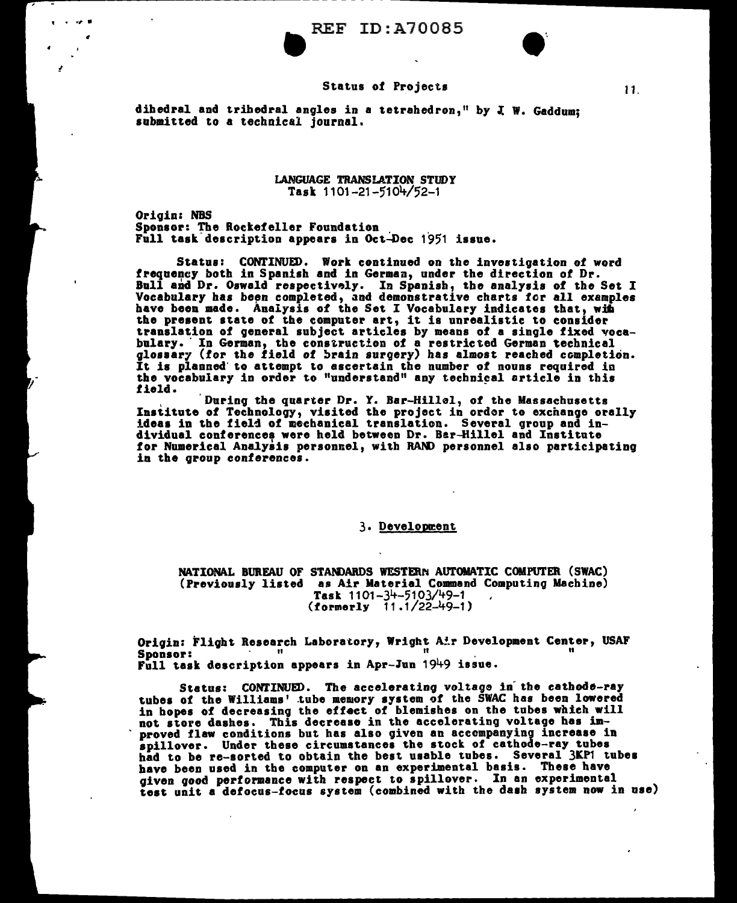dihedral and trihedral angles in a tetrahedron," by J. W. Gaddum; submitted to a technical journal.

## LANGUAGE TRANSLATION STUDY
Task 1101-21-5104/52-1

**Origin:** NBS
**Sponsor:** The Rockefeller Foundation
Full task description appears in Oct-Dec 1951 issue.

Status: CONTINUED. Work continued on the investigation of word frequency both in Spanish and in German, under the direction of Dr. Bull and Dr. Oswald respectively. In Spanish, the analysis of the Set I Vocabulary has been completed, and demonstrative charts for all examples have been made. Analysis of the Set I Vocabulary indicates that, with the present state of the computer art, it is unrealistic to consider translation of general subject articles by means of a single fixed vocabulary. In German, the construction of a restricted German technical glossary (for the field of brain surgery) has almost reached completion. It is planned to attempt to ascertain the number of nouns required in the vocabulary in order to "understand" any technical article in this field.

During the quarter Dr. Y. Bar-Hillel, of the Massachusetts Institute of Technology, visited the project in order to exchange orally ideas in the field of mechanical translation. Several group and individual conferences were held between Dr. Bar-Hillel and Institute for Numerical Analysis personnel, with RAND personnel also participating in the group conferences.

# 3. Development

## NATIONAL BUREAU OF STANDARDS WESTERN AUTOMATIC COMPUTER (SWAC)
(Previously listed as Air Material Command Computing Machine)
Task 1101-34-5103/49-1
(formerly 11.1/22-49-1)

**Origin:** Flight Research Laboratory, Wright Air Development Center, USAF
**Sponsor:** " " "
Full task description appears in Apr-Jun 1949 issue.

Status: CONTINUED. The accelerating voltage in the cathode-ray tubes of the Williams' tube memory system of the SWAC has been lowered in hopes of decreasing the effect of blemishes on the tubes which will not store dashes. This decrease in the accelerating voltage has improved flaw conditions but has also given an accompanying increase in spillover. Under these circumstances the stock of cathode-ray tubes had to be re-sorted to obtain the best usable tubes. Several 3KP1 tubes have been used in the computer on an experimental basis. These have given good performance with respect to spillover. In an experimental test unit a defocus-focus system (combined with the dash system now in use)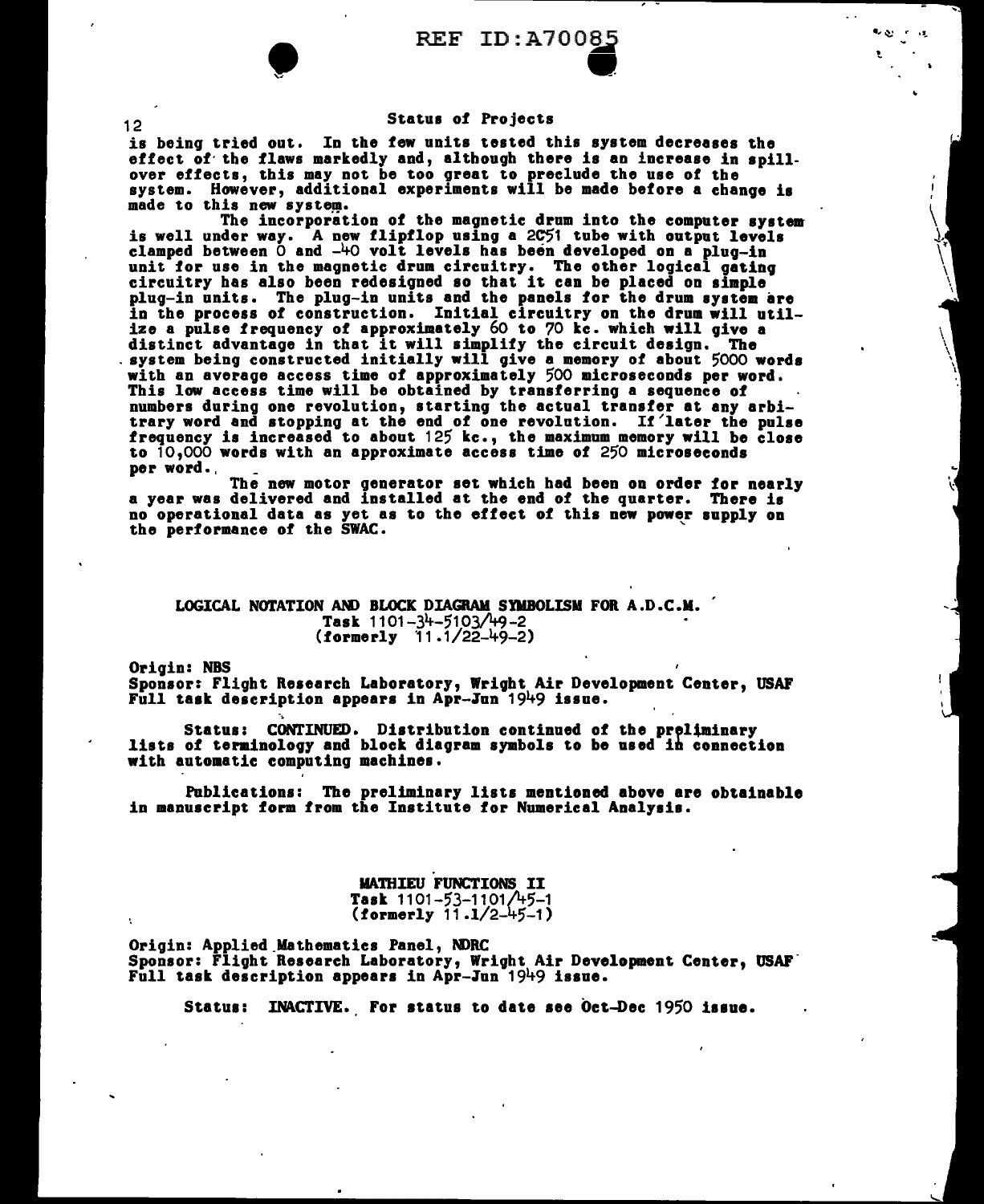is being tried out. In the few units tested this system decreases the effect of the flaws markedly and, although there is an increase in spill-over effects, this may not be too great to preclude the use of the system. However, additional experiments will be made before a change is made to this new system.

The incorporation of the magnetic drum into the computer system is well under way. A new flipflop using a 2C51 tube with output levels clamped between 0 and -40 volt levels has been developed on a plug-in unit for use in the magnetic drum circuitry. The other logical gating circuitry has also been redesigned so that it can be placed on simple plug-in units. The plug-in units and the panels for the drum system are in the process of construction. Initial circuitry on the drum will utilize a pulse frequency of approximately 60 to 70 kc. which will give a distinct advantage in that it will simplify the circuit design. The system being constructed initially will give a memory of about 5000 words with an average access time of approximately 500 microseconds per word. This low access time will be obtained by transferring a sequence of numbers during one revolution, starting the actual transfer at any arbitrary word and stopping at the end of one revolution. If later the pulse frequency is increased to about 125 kc., the maximum memory will be close to 10,000 words with an approximate access time of 250 microseconds per word.

The new motor generator set which had been on order for nearly a year was delivered and installed at the end of the quarter. There is no operational data as yet as to the effect of this new power supply on the performance of the SWAC.

## LOGICAL NOTATION AND BLOCK DIAGRAM SYMBOLISM FOR A.D.C.M.
Task 1101-34-5103/49-2
(formerly 11.1/22-49-2)

Origin: NBS
Sponsor: Flight Research Laboratory, Wright Air Development Center, USAF
Full task description appears in Apr-Jun 1949 issue.

Status: CONTINUED. Distribution continued of the preliminary lists of terminology and block diagram symbols to be used in connection with automatic computing machines.

Publications: The preliminary lists mentioned above are obtainable in manuscript form from the Institute for Numerical Analysis.

## MATHIEU FUNCTIONS II
Task 1101-53-1101/45-1
(formerly 11.1/2-45-1)

Origin: Applied Mathematics Panel, NDRC
Sponsor: Flight Research Laboratory, Wright Air Development Center, USAF
Full task description appears in Apr-Jun 1949 issue.

Status: INACTIVE. For status to date see Oct-Dec 1950 issue.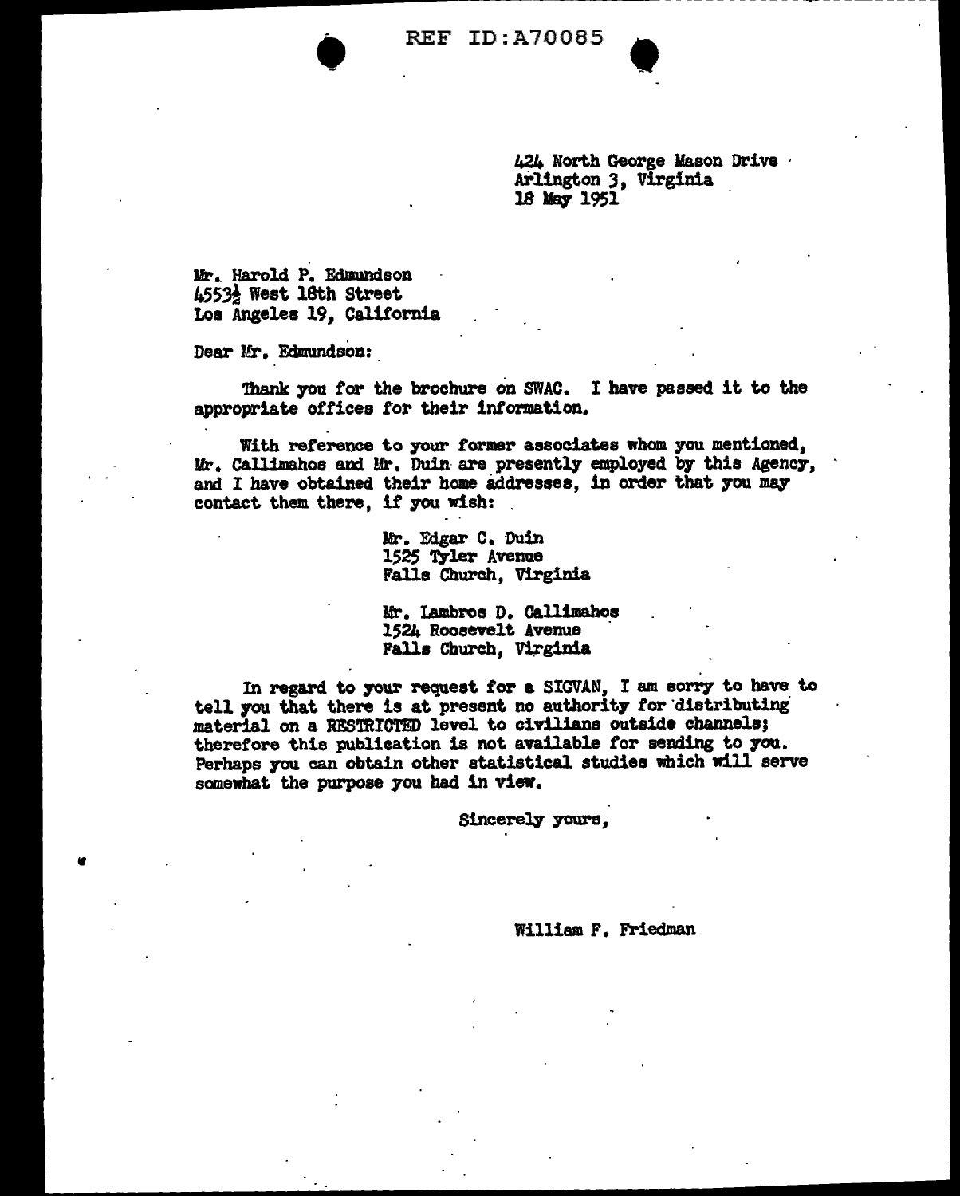REF ID:A70085

424 North George Mason Drive
Arlington 3, Virginia
18 May 1951

Mr. Harold P. Edmundson
4553½ West 18th Street
Los Angeles 19, California

Dear Mr. Edmundson:

Thank you for the brochure on SWAC. I have passed it to the appropriate offices for their information.

With reference to your former associates whom you mentioned, Mr. Callimahos and Mr. Duin are presently employed by this Agency, and I have obtained their home addresses, in order that you may contact them there, if you wish:

> Mr. Edgar C. Duin
> 1525 Tyler Avenue
> Falls Church, Virginia
>
> Mr. Lambros D. Callimahos
> 1524 Roosevelt Avenue
> Falls Church, Virginia

In regard to your request for a SIGVAN, I am sorry to have to tell you that there is at present no authority for distributing material on a RESTRICTED level to civilians outside channels; therefore this publication is not available for sending to you. Perhaps you can obtain other statistical studies which will serve somewhat the purpose you had in view.

Sincerely yours,

William F. Friedman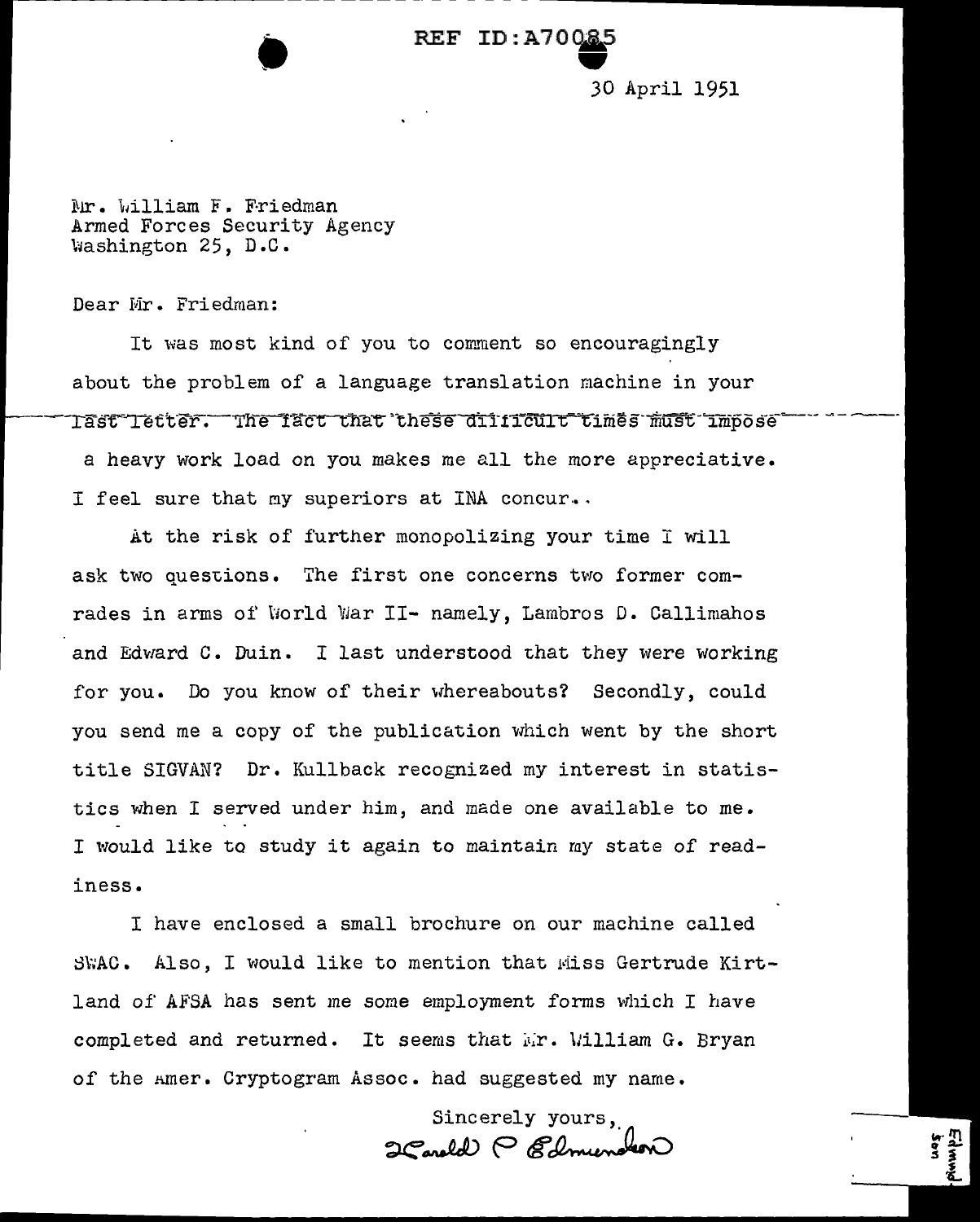REF ID:A70085

30 April 1951

Mr. William F. Friedman
Armed Forces Security Agency
Washington 25, D.C.

Dear Mr. Friedman:

It was most kind of you to comment so encouragingly about the problem of a language translation machine in your last letter. The fact that these difficult times must impose a heavy work load on you makes me all the more appreciative. I feel sure that my superiors at INA concur..

At the risk of further monopolizing your time I will ask two questions. The first one concerns two former comrades in arms of World War II- namely, Lambros D. Callimahos and Edward C. Duin. I last understood that they were working for you. Do you know of their whereabouts? Secondly, could you send me a copy of the publication which went by the short title SIGVAN? Dr. Kullback recognized my interest in statistics when I served under him, and made one available to me. I would like to study it again to maintain my state of readiness.

I have enclosed a small brochure on our machine called SWAC. Also, I would like to mention that Miss Gertrude Kirtland of AFSA has sent me some employment forms which I have completed and returned. It seems that Mr. William G. Bryan of the Amer. Cryptogram Assoc. had suggested my name.

Sincerely yours,

Harold P Edmundson

Edmundson